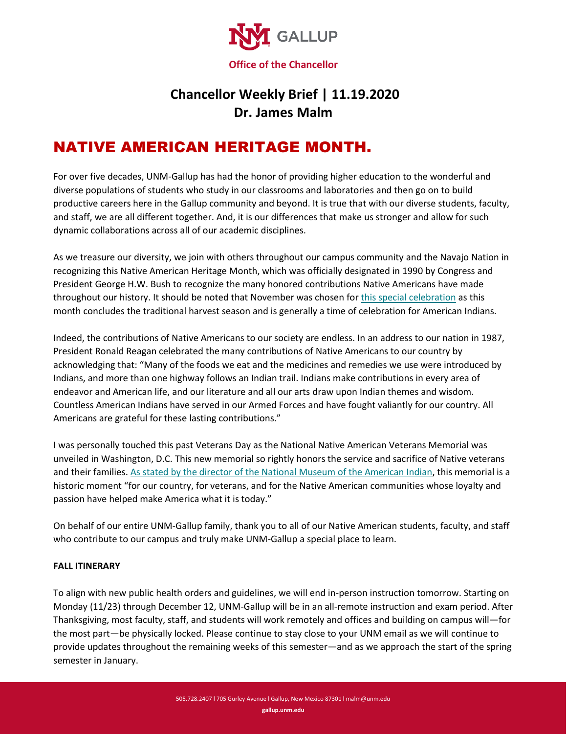Office of the Chancellor

# Chancellor Weekly Brief | 11.19.2020
# Dr. James Malm

## NATIVE AMERICAN HERITAGE MONTH.

For over five decades, UNM-Gallup has had the honor of providing higher education to the wonderful and diverse populations of students who study in our classrooms and laboratories and then go on to build productive careers here in the Gallup community and beyond. It is true that with our diverse students, faculty, and staff, we are all different together. And, it is our differences that make us stronger and allow for such dynamic collaborations across all of our academic disciplines.

As we treasure our diversity, we join with others throughout our campus community and the Navajo Nation in recognizing this Native American Heritage Month, which was officially designated in 1990 by Congress and President George H.W. Bush to recognize the many honored contributions Native Americans have made throughout our history. It should be noted that November was chosen for this special celebration as this month concludes the traditional harvest season and is generally a time of celebration for American Indians.

Indeed, the contributions of Native Americans to our society are endless. In an address to our nation in 1987, President Ronald Reagan celebrated the many contributions of Native Americans to our country by acknowledging that: "Many of the foods we eat and the medicines and remedies we use were introduced by Indians, and more than one highway follows an Indian trail. Indians make contributions in every area of endeavor and American life, and our literature and all our arts draw upon Indian themes and wisdom. Countless American Indians have served in our Armed Forces and have fought valiantly for our country. All Americans are grateful for these lasting contributions."

I was personally touched this past Veterans Day as the National Native American Veterans Memorial was unveiled in Washington, D.C. This new memorial so rightly honors the service and sacrifice of Native veterans and their families. As stated by the director of the National Museum of the American Indian, this memorial is a historic moment "for our country, for veterans, and for the Native American communities whose loyalty and passion have helped make America what it is today."

On behalf of our entire UNM-Gallup family, thank you to all of our Native American students, faculty, and staff who contribute to our campus and truly make UNM-Gallup a special place to learn.

**FALL ITINERARY**

To align with new public health orders and guidelines, we will end in-person instruction tomorrow. Starting on Monday (11/23) through December 12, UNM-Gallup will be in an all-remote instruction and exam period. After Thanksgiving, most faculty, staff, and students will work remotely and offices and building on campus will—for the most part—be physically locked. Please continue to stay close to your UNM email as we will continue to provide updates throughout the remaining weeks of this semester—and as we approach the start of the spring semester in January.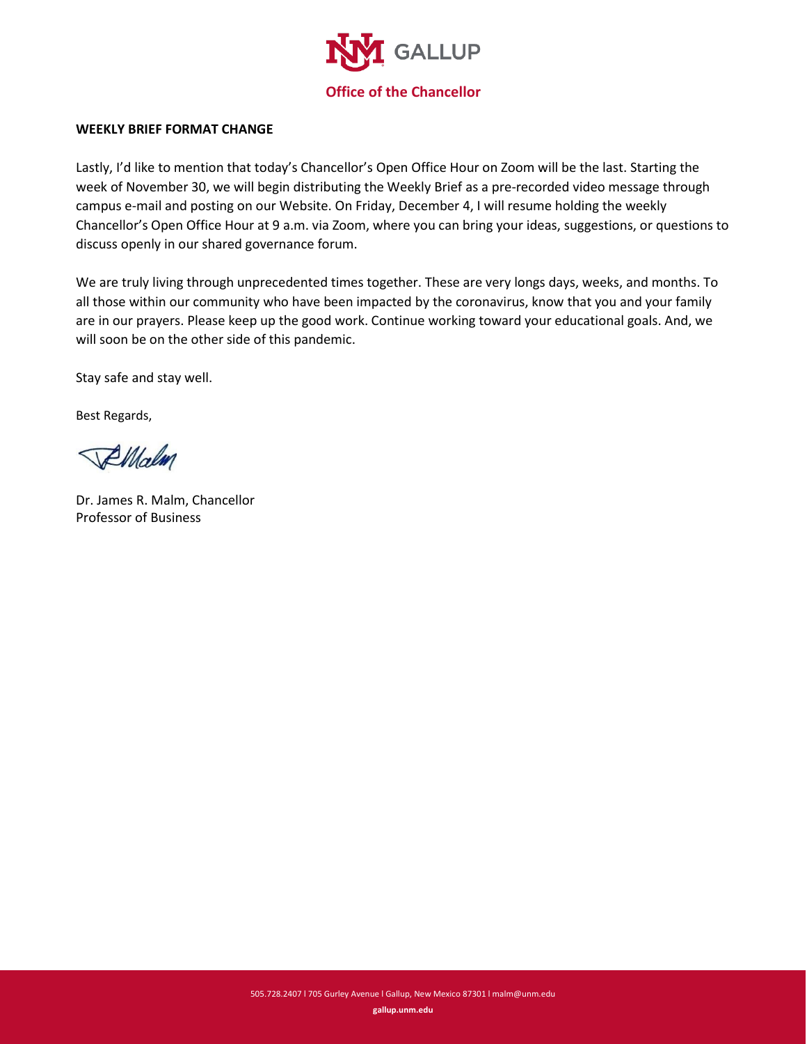**WEEKLY BRIEF FORMAT CHANGE**

Lastly, I'd like to mention that today's Chancellor's Open Office Hour on Zoom will be the last. Starting the week of November 30, we will begin distributing the Weekly Brief as a pre-recorded video message through campus e-mail and posting on our Website. On Friday, December 4, I will resume holding the weekly Chancellor's Open Office Hour at 9 a.m. via Zoom, where you can bring your ideas, suggestions, or questions to discuss openly in our shared governance forum.

We are truly living through unprecedented times together. These are very longs days, weeks, and months. To all those within our community who have been impacted by the coronavirus, know that you and your family are in our prayers. Please keep up the good work. Continue working toward your educational goals. And, we will soon be on the other side of this pandemic.

Stay safe and stay well.

Best Regards,

Dr. James R. Malm, Chancellor
Professor of Business